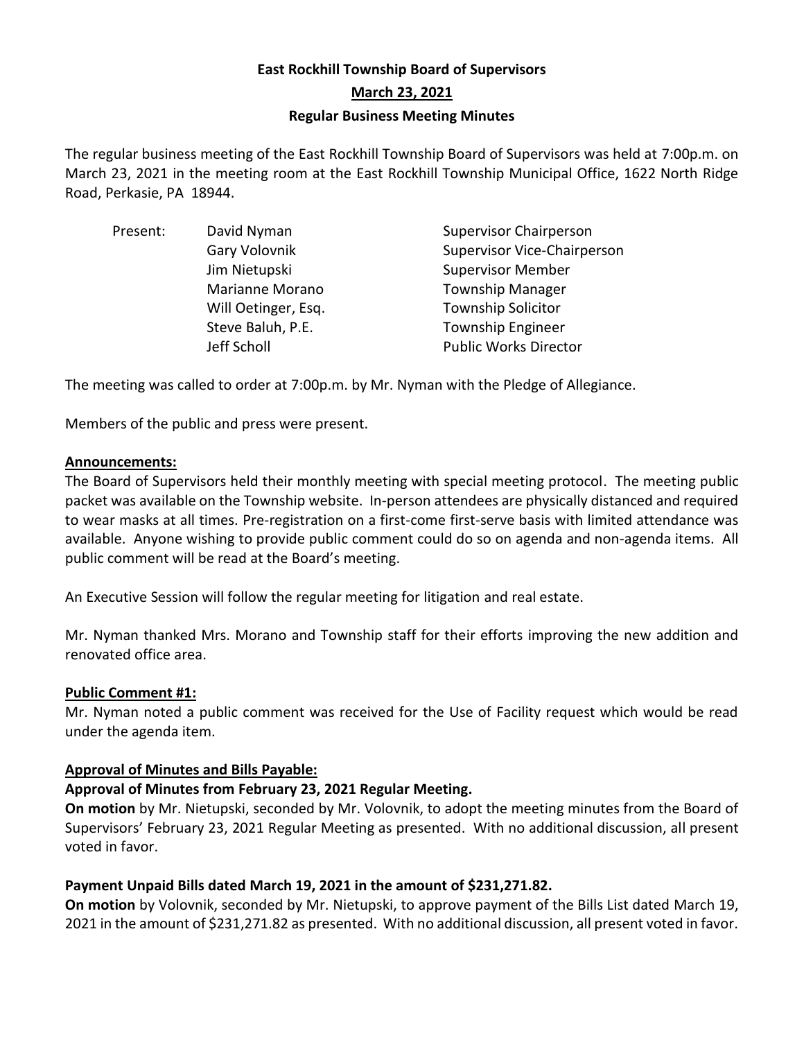# East Rockhill Township Board of Supervisors

## March 23, 2021

## Regular Business Meeting Minutes

The regular business meeting of the East Rockhill Township Board of Supervisors was held at 7:00p.m. on March 23, 2021 in the meeting room at the East Rockhill Township Municipal Office, 1622 North Ridge Road, Perkasie, PA 18944.

| Present: | David Nyman | Supervisor Chairperson |
|---|---|---|
| | Gary Volovnik | Supervisor Vice-Chairperson |
| | Jim Nietupski | Supervisor Member |
| | Marianne Morano | Township Manager |
| | Will Oetinger, Esq. | Township Solicitor |
| | Steve Baluh, P.E. | Township Engineer |
| | Jeff Scholl | Public Works Director |

The meeting was called to order at 7:00p.m. by Mr. Nyman with the Pledge of Allegiance.

Members of the public and press were present.

**Announcements:**

The Board of Supervisors held their monthly meeting with special meeting protocol. The meeting public packet was available on the Township website. In-person attendees are physically distanced and required to wear masks at all times. Pre-registration on a first-come first-serve basis with limited attendance was available. Anyone wishing to provide public comment could do so on agenda and non-agenda items. All public comment will be read at the Board's meeting.

An Executive Session will follow the regular meeting for litigation and real estate.

Mr. Nyman thanked Mrs. Morano and Township staff for their efforts improving the new addition and renovated office area.

**Public Comment #1:**

Mr. Nyman noted a public comment was received for the Use of Facility request which would be read under the agenda item.

**Approval of Minutes and Bills Payable:**

**Approval of Minutes from February 23, 2021 Regular Meeting.**

**On motion** by Mr. Nietupski, seconded by Mr. Volovnik, to adopt the meeting minutes from the Board of Supervisors' February 23, 2021 Regular Meeting as presented. With no additional discussion, all present voted in favor.

**Payment Unpaid Bills dated March 19, 2021 in the amount of $231,271.82.**

**On motion** by Volovnik, seconded by Mr. Nietupski, to approve payment of the Bills List dated March 19, 2021 in the amount of $231,271.82 as presented. With no additional discussion, all present voted in favor.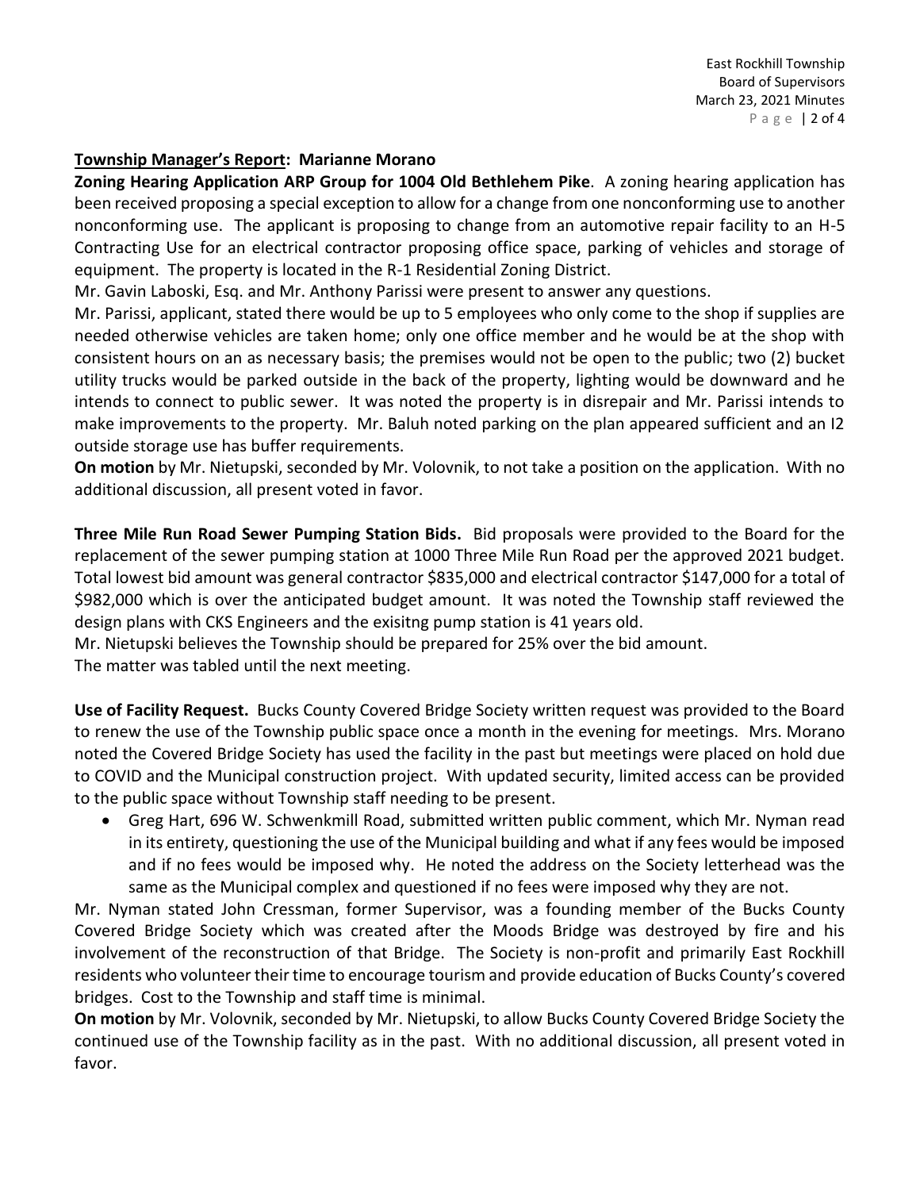**Township Manager's Report: Marianne Morano**

**Zoning Hearing Application ARP Group for 1004 Old Bethlehem Pike**. A zoning hearing application has been received proposing a special exception to allow for a change from one nonconforming use to another nonconforming use. The applicant is proposing to change from an automotive repair facility to an H-5 Contracting Use for an electrical contractor proposing office space, parking of vehicles and storage of equipment. The property is located in the R-1 Residential Zoning District.

Mr. Gavin Laboski, Esq. and Mr. Anthony Parissi were present to answer any questions.

Mr. Parissi, applicant, stated there would be up to 5 employees who only come to the shop if supplies are needed otherwise vehicles are taken home; only one office member and he would be at the shop with consistent hours on an as necessary basis; the premises would not be open to the public; two (2) bucket utility trucks would be parked outside in the back of the property, lighting would be downward and he intends to connect to public sewer. It was noted the property is in disrepair and Mr. Parissi intends to make improvements to the property. Mr. Baluh noted parking on the plan appeared sufficient and an I2 outside storage use has buffer requirements.

**On motion** by Mr. Nietupski, seconded by Mr. Volovnik, to not take a position on the application. With no additional discussion, all present voted in favor.

**Three Mile Run Road Sewer Pumping Station Bids.** Bid proposals were provided to the Board for the replacement of the sewer pumping station at 1000 Three Mile Run Road per the approved 2021 budget. Total lowest bid amount was general contractor $835,000 and electrical contractor $147,000 for a total of $982,000 which is over the anticipated budget amount. It was noted the Township staff reviewed the design plans with CKS Engineers and the exisitng pump station is 41 years old.

Mr. Nietupski believes the Township should be prepared for 25% over the bid amount.

The matter was tabled until the next meeting.

**Use of Facility Request.** Bucks County Covered Bridge Society written request was provided to the Board to renew the use of the Township public space once a month in the evening for meetings. Mrs. Morano noted the Covered Bridge Society has used the facility in the past but meetings were placed on hold due to COVID and the Municipal construction project. With updated security, limited access can be provided to the public space without Township staff needing to be present.

- Greg Hart, 696 W. Schwenkmill Road, submitted written public comment, which Mr. Nyman read in its entirety, questioning the use of the Municipal building and what if any fees would be imposed and if no fees would be imposed why. He noted the address on the Society letterhead was the same as the Municipal complex and questioned if no fees were imposed why they are not.

Mr. Nyman stated John Cressman, former Supervisor, was a founding member of the Bucks County Covered Bridge Society which was created after the Moods Bridge was destroyed by fire and his involvement of the reconstruction of that Bridge. The Society is non-profit and primarily East Rockhill residents who volunteer their time to encourage tourism and provide education of Bucks County's covered bridges. Cost to the Township and staff time is minimal.

**On motion** by Mr. Volovnik, seconded by Mr. Nietupski, to allow Bucks County Covered Bridge Society the continued use of the Township facility as in the past. With no additional discussion, all present voted in favor.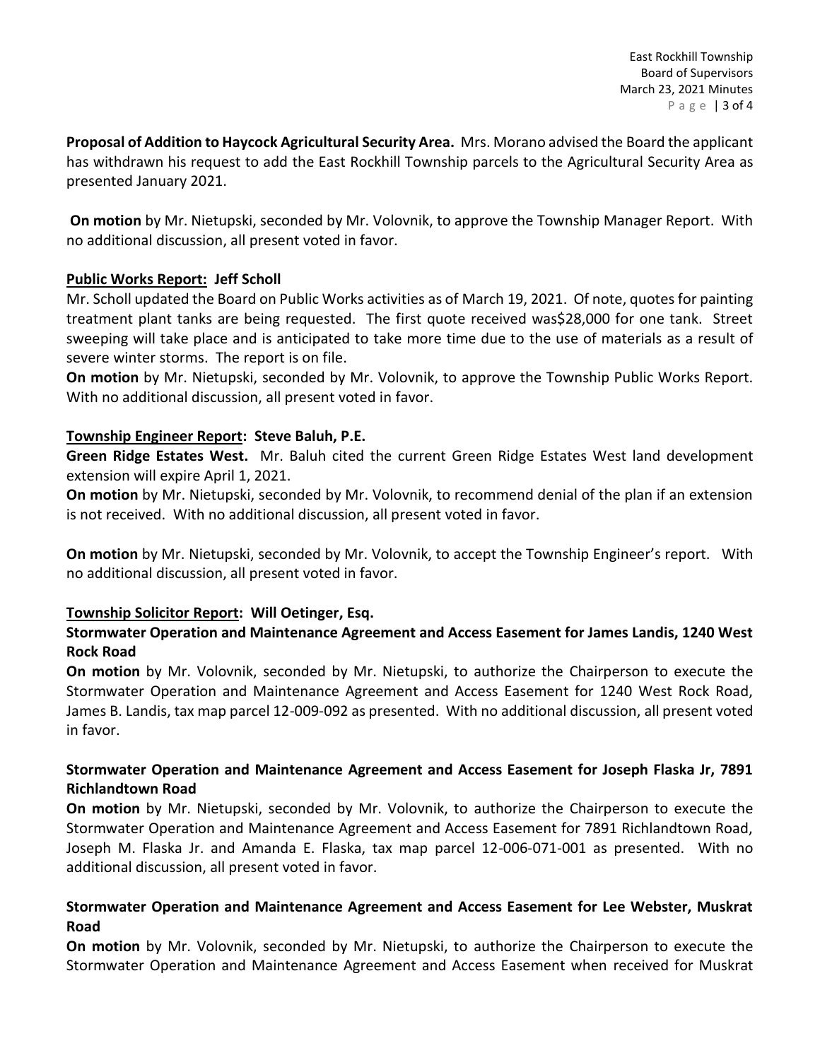**Proposal of Addition to Haycock Agricultural Security Area.** Mrs. Morano advised the Board the applicant has withdrawn his request to add the East Rockhill Township parcels to the Agricultural Security Area as presented January 2021.

**On motion** by Mr. Nietupski, seconded by Mr. Volovnik, to approve the Township Manager Report. With no additional discussion, all present voted in favor.

**Public Works Report: Jeff Scholl**

Mr. Scholl updated the Board on Public Works activities as of March 19, 2021. Of note, quotes for painting treatment plant tanks are being requested. The first quote received was$28,000 for one tank. Street sweeping will take place and is anticipated to take more time due to the use of materials as a result of severe winter storms. The report is on file.

**On motion** by Mr. Nietupski, seconded by Mr. Volovnik, to approve the Township Public Works Report. With no additional discussion, all present voted in favor.

**Township Engineer Report: Steve Baluh, P.E.**

**Green Ridge Estates West.** Mr. Baluh cited the current Green Ridge Estates West land development extension will expire April 1, 2021.

**On motion** by Mr. Nietupski, seconded by Mr. Volovnik, to recommend denial of the plan if an extension is not received. With no additional discussion, all present voted in favor.

**On motion** by Mr. Nietupski, seconded by Mr. Volovnik, to accept the Township Engineer's report. With no additional discussion, all present voted in favor.

**Township Solicitor Report: Will Oetinger, Esq.**

**Stormwater Operation and Maintenance Agreement and Access Easement for James Landis, 1240 West Rock Road**

**On motion** by Mr. Volovnik, seconded by Mr. Nietupski, to authorize the Chairperson to execute the Stormwater Operation and Maintenance Agreement and Access Easement for 1240 West Rock Road, James B. Landis, tax map parcel 12-009-092 as presented. With no additional discussion, all present voted in favor.

**Stormwater Operation and Maintenance Agreement and Access Easement for Joseph Flaska Jr, 7891 Richlandtown Road**

**On motion** by Mr. Nietupski, seconded by Mr. Volovnik, to authorize the Chairperson to execute the Stormwater Operation and Maintenance Agreement and Access Easement for 7891 Richlandtown Road, Joseph M. Flaska Jr. and Amanda E. Flaska, tax map parcel 12-006-071-001 as presented. With no additional discussion, all present voted in favor.

**Stormwater Operation and Maintenance Agreement and Access Easement for Lee Webster, Muskrat Road**

**On motion** by Mr. Volovnik, seconded by Mr. Nietupski, to authorize the Chairperson to execute the Stormwater Operation and Maintenance Agreement and Access Easement when received for Muskrat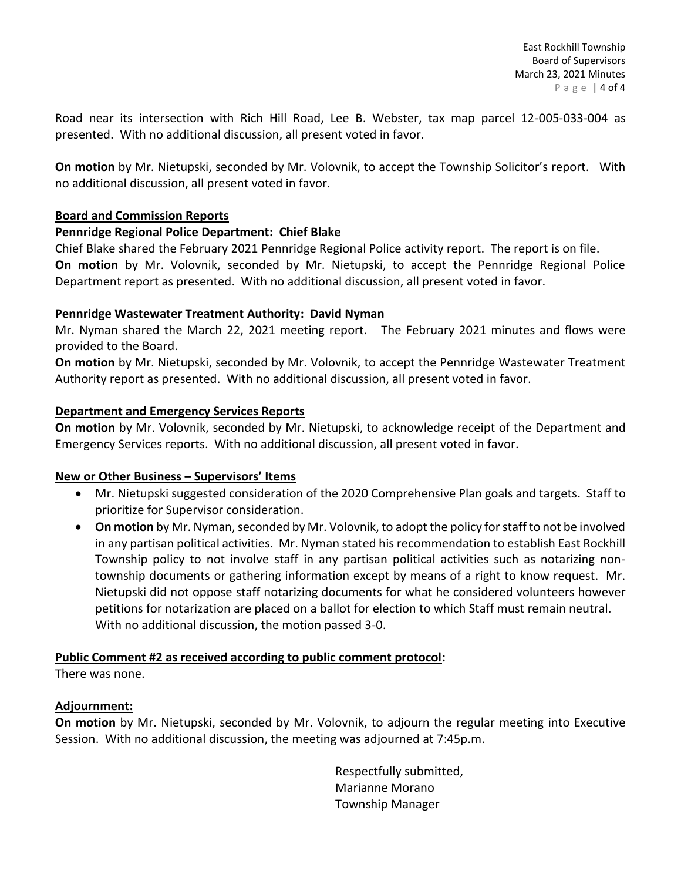Road near its intersection with Rich Hill Road, Lee B. Webster, tax map parcel 12-005-033-004 as presented. With no additional discussion, all present voted in favor.

**On motion** by Mr. Nietupski, seconded by Mr. Volovnik, to accept the Township Solicitor's report. With no additional discussion, all present voted in favor.

**Board and Commission Reports**

**Pennridge Regional Police Department: Chief Blake**

Chief Blake shared the February 2021 Pennridge Regional Police activity report. The report is on file.

**On motion** by Mr. Volovnik, seconded by Mr. Nietupski, to accept the Pennridge Regional Police Department report as presented. With no additional discussion, all present voted in favor.

**Pennridge Wastewater Treatment Authority: David Nyman**

Mr. Nyman shared the March 22, 2021 meeting report. The February 2021 minutes and flows were provided to the Board.

**On motion** by Mr. Nietupski, seconded by Mr. Volovnik, to accept the Pennridge Wastewater Treatment Authority report as presented. With no additional discussion, all present voted in favor.

**Department and Emergency Services Reports**

**On motion** by Mr. Volovnik, seconded by Mr. Nietupski, to acknowledge receipt of the Department and Emergency Services reports. With no additional discussion, all present voted in favor.

**New or Other Business – Supervisors' Items**

- Mr. Nietupski suggested consideration of the 2020 Comprehensive Plan goals and targets. Staff to prioritize for Supervisor consideration.
- **On motion** by Mr. Nyman, seconded by Mr. Volovnik, to adopt the policy for staff to not be involved in any partisan political activities. Mr. Nyman stated his recommendation to establish East Rockhill Township policy to not involve staff in any partisan political activities such as notarizing non-township documents or gathering information except by means of a right to know request. Mr. Nietupski did not oppose staff notarizing documents for what he considered volunteers however petitions for notarization are placed on a ballot for election to which Staff must remain neutral. With no additional discussion, the motion passed 3-0.

**Public Comment #2 as received according to public comment protocol:**

There was none.

**Adjournment:**

**On motion** by Mr. Nietupski, seconded by Mr. Volovnik, to adjourn the regular meeting into Executive Session. With no additional discussion, the meeting was adjourned at 7:45p.m.

Respectfully submitted,
Marianne Morano
Township Manager